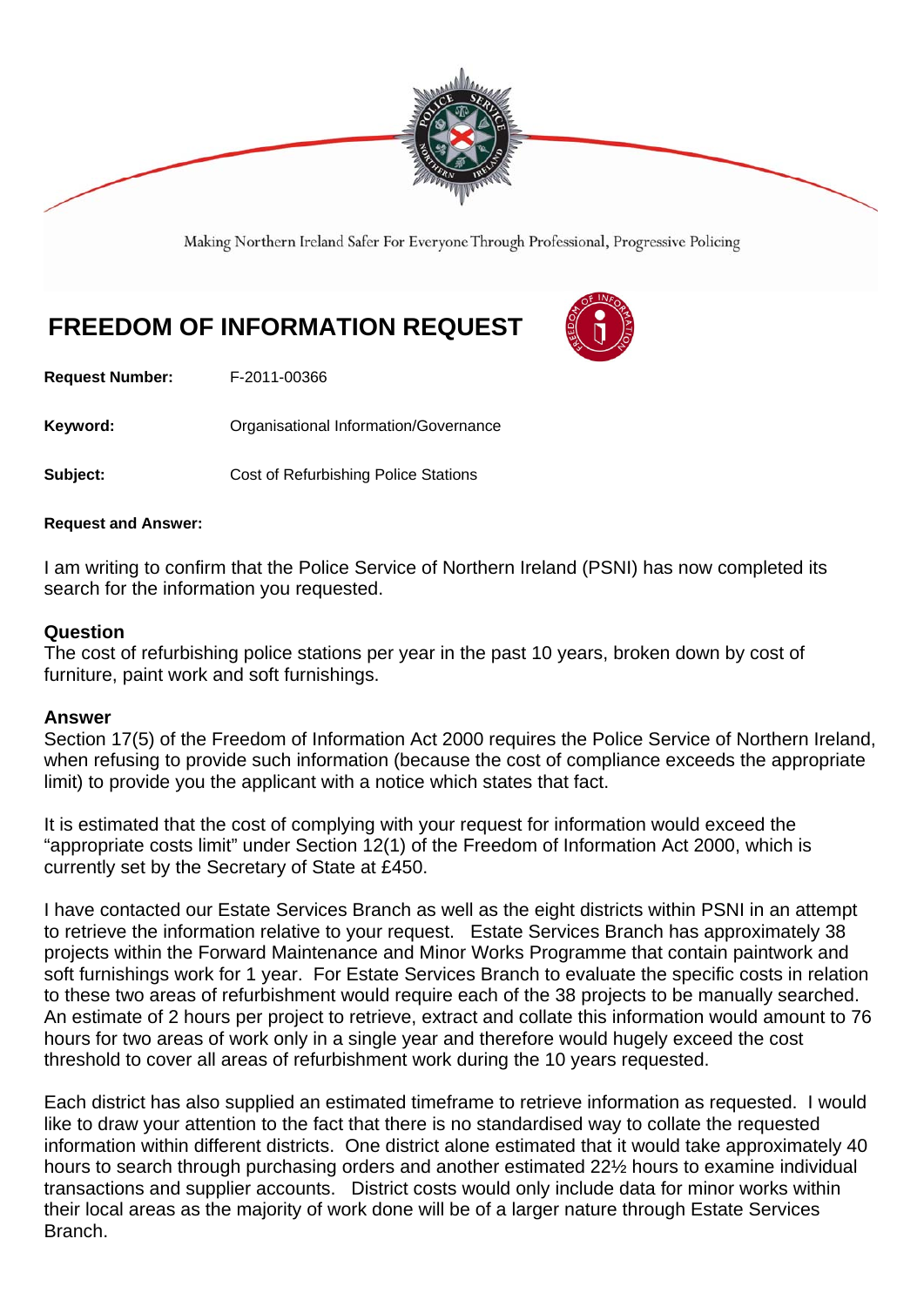Making Northern Ireland Safer For Everyone Through Professional, Progressive Policing

# FREEDOM OF INFORMATION REQUEST

**Request Number:** F-2011-00366

**Keyword:** Organisational Information/Governance

**Subject:** Cost of Refurbishing Police Stations

**Request and Answer:**

I am writing to confirm that the Police Service of Northern Ireland (PSNI) has now completed its search for the information you requested.

## Question

The cost of refurbishing police stations per year in the past 10 years, broken down by cost of furniture, paint work and soft furnishings.

## Answer

Section 17(5) of the Freedom of Information Act 2000 requires the Police Service of Northern Ireland, when refusing to provide such information (because the cost of compliance exceeds the appropriate limit) to provide you the applicant with a notice which states that fact.

It is estimated that the cost of complying with your request for information would exceed the "appropriate costs limit" under Section 12(1) of the Freedom of Information Act 2000, which is currently set by the Secretary of State at £450.

I have contacted our Estate Services Branch as well as the eight districts within PSNI in an attempt to retrieve the information relative to your request. Estate Services Branch has approximately 38 projects within the Forward Maintenance and Minor Works Programme that contain paintwork and soft furnishings work for 1 year. For Estate Services Branch to evaluate the specific costs in relation to these two areas of refurbishment would require each of the 38 projects to be manually searched. An estimate of 2 hours per project to retrieve, extract and collate this information would amount to 76 hours for two areas of work only in a single year and therefore would hugely exceed the cost threshold to cover all areas of refurbishment work during the 10 years requested.

Each district has also supplied an estimated timeframe to retrieve information as requested. I would like to draw your attention to the fact that there is no standardised way to collate the requested information within different districts. One district alone estimated that it would take approximately 40 hours to search through purchasing orders and another estimated 22½ hours to examine individual transactions and supplier accounts. District costs would only include data for minor works within their local areas as the majority of work done will be of a larger nature through Estate Services Branch.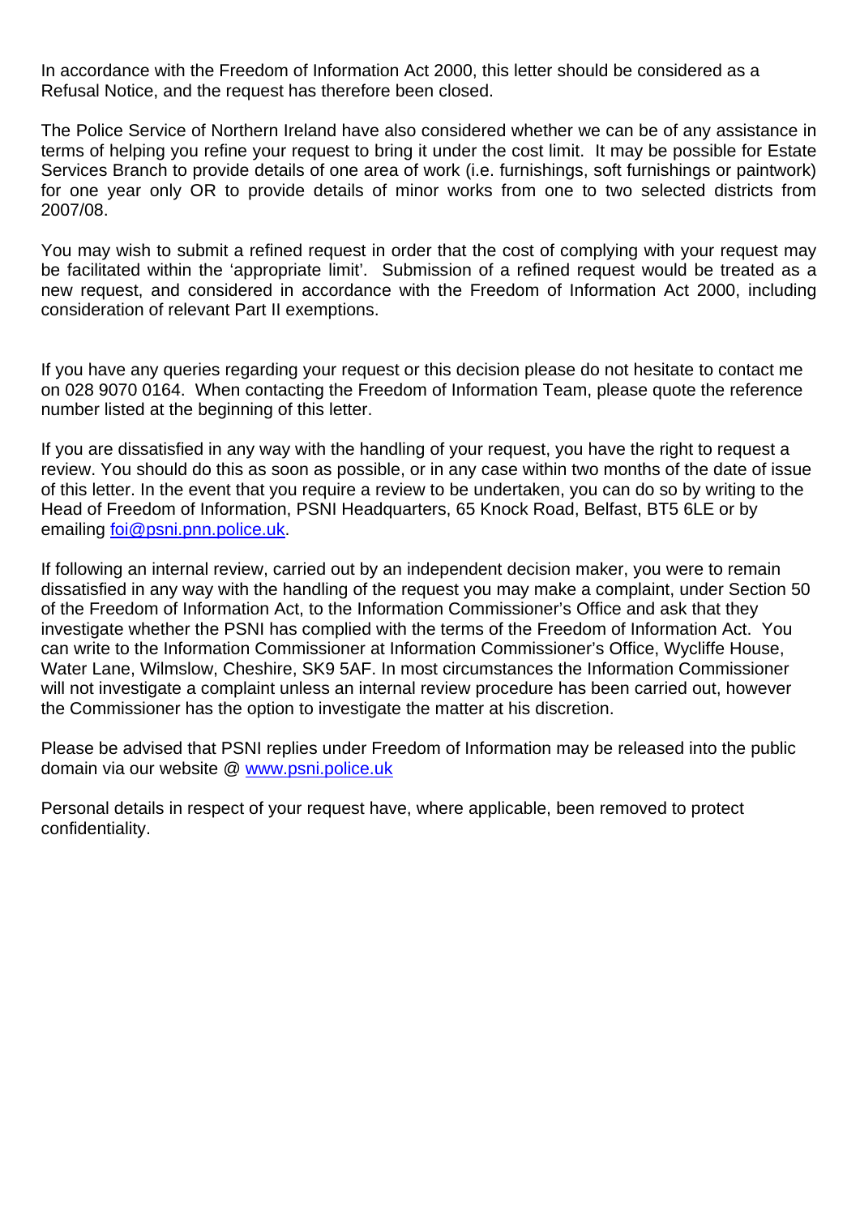In accordance with the Freedom of Information Act 2000, this letter should be considered as a Refusal Notice, and the request has therefore been closed.

The Police Service of Northern Ireland have also considered whether we can be of any assistance in terms of helping you refine your request to bring it under the cost limit. It may be possible for Estate Services Branch to provide details of one area of work (i.e. furnishings, soft furnishings or paintwork) for one year only OR to provide details of minor works from one to two selected districts from 2007/08.

You may wish to submit a refined request in order that the cost of complying with your request may be facilitated within the 'appropriate limit'. Submission of a refined request would be treated as a new request, and considered in accordance with the Freedom of Information Act 2000, including consideration of relevant Part II exemptions.

If you have any queries regarding your request or this decision please do not hesitate to contact me on 028 9070 0164. When contacting the Freedom of Information Team, please quote the reference number listed at the beginning of this letter.

If you are dissatisfied in any way with the handling of your request, you have the right to request a review. You should do this as soon as possible, or in any case within two months of the date of issue of this letter. In the event that you require a review to be undertaken, you can do so by writing to the Head of Freedom of Information, PSNI Headquarters, 65 Knock Road, Belfast, BT5 6LE or by emailing [foi@psni.pnn.police.uk](mailto:foi@psni.pnn.police.uk).

If following an internal review, carried out by an independent decision maker, you were to remain dissatisfied in any way with the handling of the request you may make a complaint, under Section 50 of the Freedom of Information Act, to the Information Commissioner's Office and ask that they investigate whether the PSNI has complied with the terms of the Freedom of Information Act. You can write to the Information Commissioner at Information Commissioner's Office, Wycliffe House, Water Lane, Wilmslow, Cheshire, SK9 5AF. In most circumstances the Information Commissioner will not investigate a complaint unless an internal review procedure has been carried out, however the Commissioner has the option to investigate the matter at his discretion.

Please be advised that PSNI replies under Freedom of Information may be released into the public domain via our website @ [www.psni.police.uk](http://www.psni.police.uk)

Personal details in respect of your request have, where applicable, been removed to protect confidentiality.